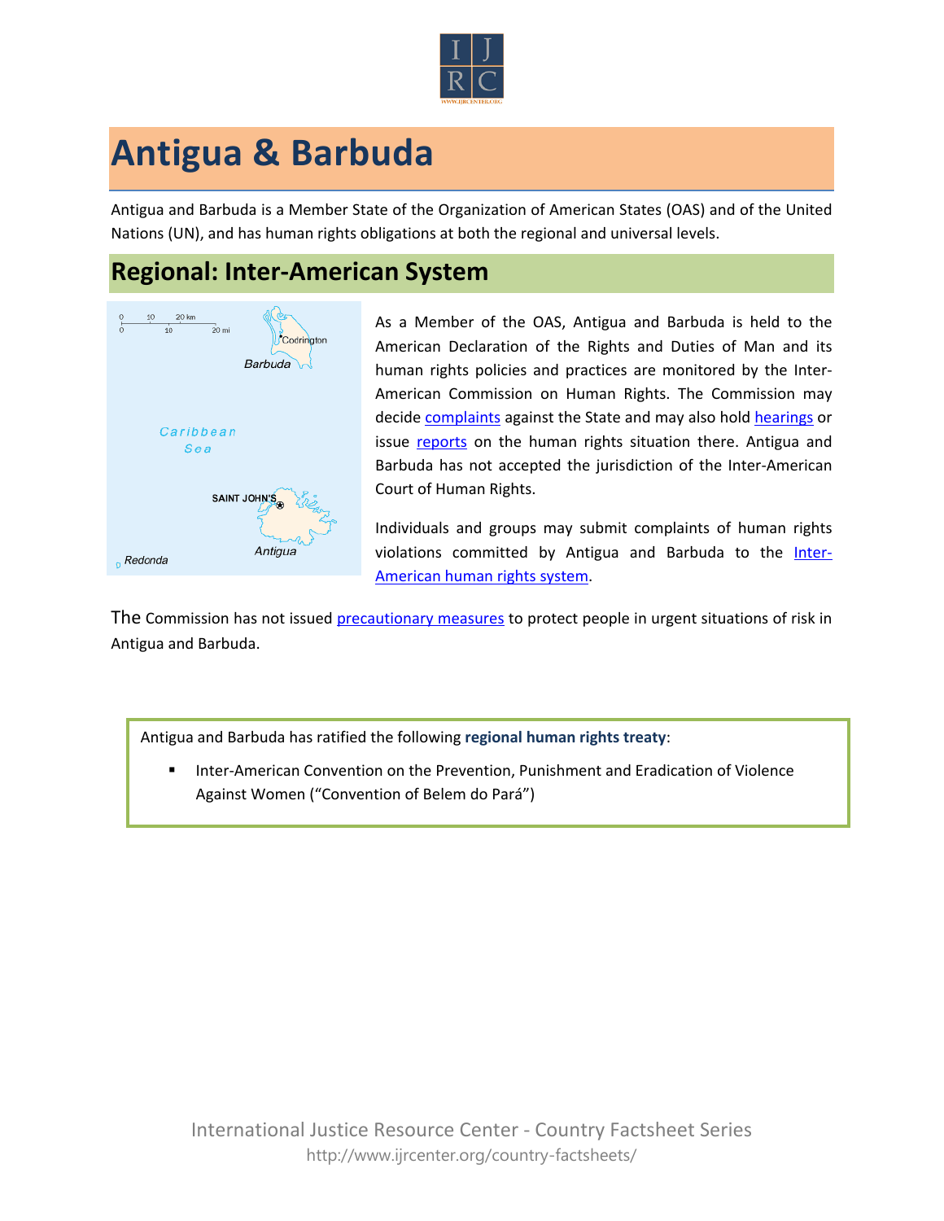# Antigua & Barbuda

Antigua and Barbuda is a Member State of the Organization of American States (OAS) and of the United Nations (UN), and has human rights obligations at both the regional and universal levels.

## Regional: Inter-American System

As a Member of the OAS, Antigua and Barbuda is held to the American Declaration of the Rights and Duties of Man and its human rights policies and practices are monitored by the Inter-American Commission on Human Rights. The Commission may decide complaints against the State and may also hold hearings or issue reports on the human rights situation there. Antigua and Barbuda has not accepted the jurisdiction of the Inter-American Court of Human Rights.

Individuals and groups may submit complaints of human rights violations committed by Antigua and Barbuda to the Inter-American human rights system.

The Commission has not issued precautionary measures to protect people in urgent situations of risk in Antigua and Barbuda.

Antigua and Barbuda has ratified the following **regional human rights treaty**:

- Inter-American Convention on the Prevention, Punishment and Eradication of Violence Against Women ("Convention of Belem do Pará")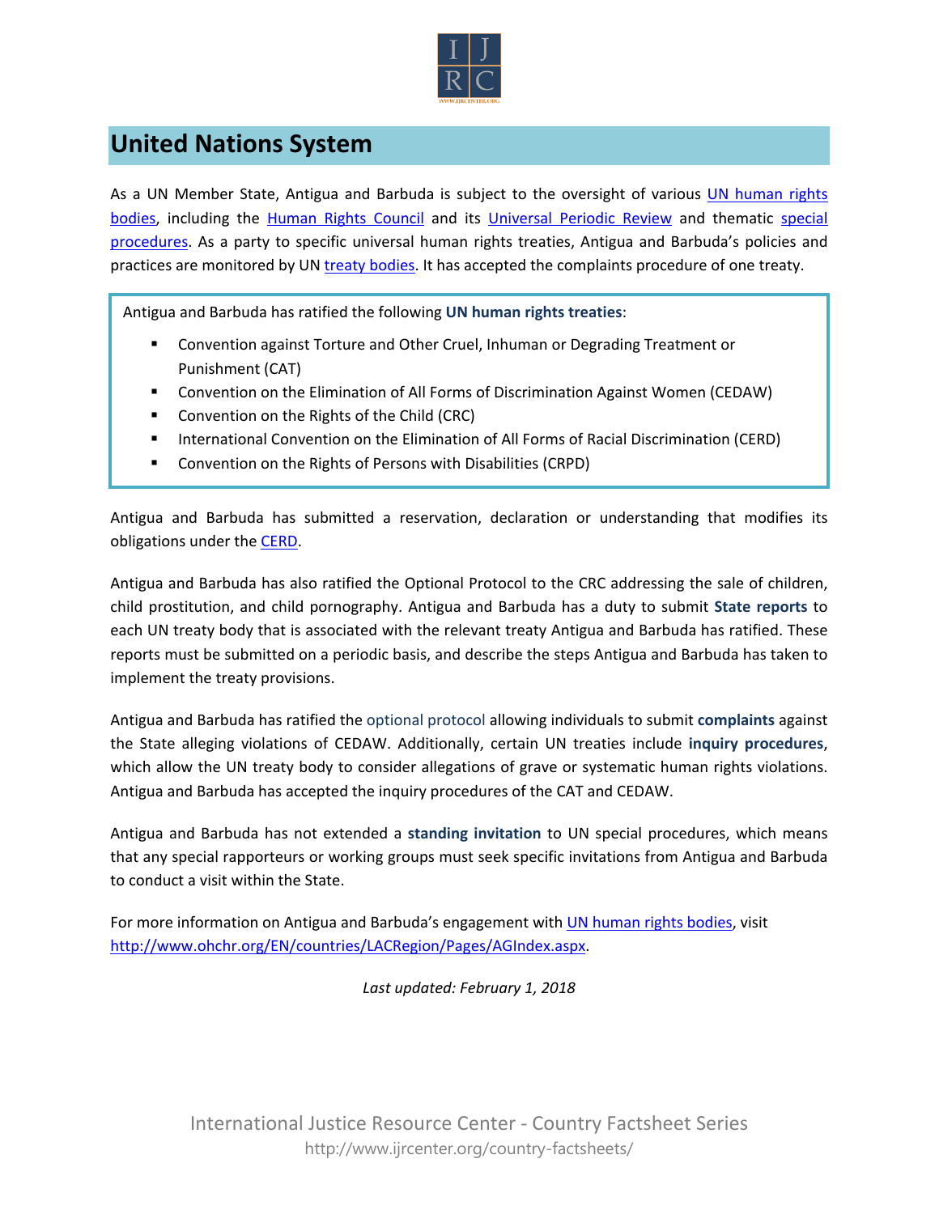## United Nations System

As a UN Member State, Antigua and Barbuda is subject to the oversight of various UN human rights bodies, including the Human Rights Council and its Universal Periodic Review and thematic special procedures. As a party to specific universal human rights treaties, Antigua and Barbuda's policies and practices are monitored by UN treaty bodies. It has accepted the complaints procedure of one treaty.

Antigua and Barbuda has ratified the following **UN human rights treaties**:

- Convention against Torture and Other Cruel, Inhuman or Degrading Treatment or Punishment (CAT)
- Convention on the Elimination of All Forms of Discrimination Against Women (CEDAW)
- Convention on the Rights of the Child (CRC)
- International Convention on the Elimination of All Forms of Racial Discrimination (CERD)
- Convention on the Rights of Persons with Disabilities (CRPD)

Antigua and Barbuda has submitted a reservation, declaration or understanding that modifies its obligations under the CERD.

Antigua and Barbuda has also ratified the Optional Protocol to the CRC addressing the sale of children, child prostitution, and child pornography. Antigua and Barbuda has a duty to submit **State reports** to each UN treaty body that is associated with the relevant treaty Antigua and Barbuda has ratified. These reports must be submitted on a periodic basis, and describe the steps Antigua and Barbuda has taken to implement the treaty provisions.

Antigua and Barbuda has ratified the optional protocol allowing individuals to submit **complaints** against the State alleging violations of CEDAW. Additionally, certain UN treaties include **inquiry procedures**, which allow the UN treaty body to consider allegations of grave or systematic human rights violations. Antigua and Barbuda has accepted the inquiry procedures of the CAT and CEDAW.

Antigua and Barbuda has not extended a **standing invitation** to UN special procedures, which means that any special rapporteurs or working groups must seek specific invitations from Antigua and Barbuda to conduct a visit within the State.

For more information on Antigua and Barbuda's engagement with UN human rights bodies, visit http://www.ohchr.org/EN/countries/LACRegion/Pages/AGIndex.aspx.

*Last updated: February 1, 2018*